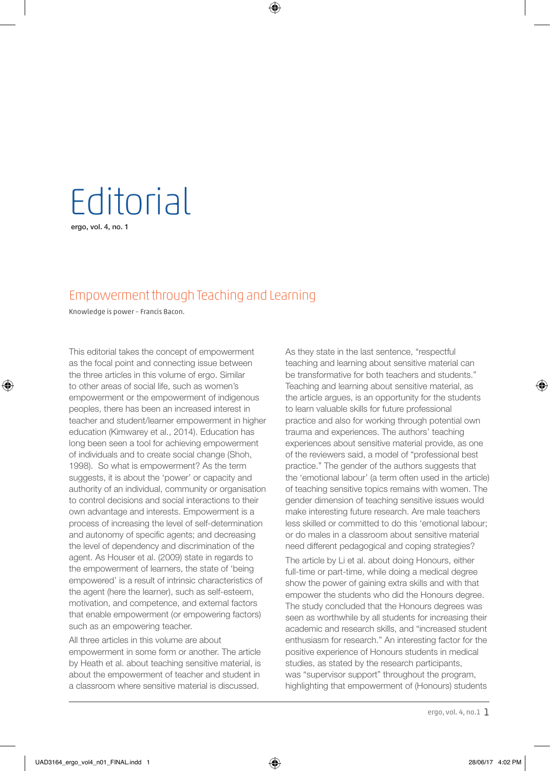# Editorial

**ergo, vol. 4, no. 1**

## Empowerment through Teaching and Learning

Knowledge is power – Francis Bacon.

This editorial takes the concept of empowerment as the focal point and connecting issue between the three articles in this volume of ergo. Similar to other areas of social life, such as women's empowerment or the empowerment of indigenous peoples, there has been an increased interest in teacher and student/learner empowerment in higher education (Kimwarey et al., 2014). Education has long been seen a tool for achieving empowerment of individuals and to create social change (Shoh, 1998). So what is empowerment? As the term suggests, it is about the 'power' or capacity and authority of an individual, community or organisation to control decisions and social interactions to their own advantage and interests. Empowerment is a process of increasing the level of self-determination and autonomy of specific agents; and decreasing the level of dependency and discrimination of the agent. As Houser et al. (2009) state in regards to the empowerment of learners, the state of 'being empowered' is a result of intrinsic characteristics of the agent (here the learner), such as self-esteem, motivation, and competence, and external factors that enable empowerment (or empowering factors) such as an empowering teacher.

All three articles in this volume are about empowerment in some form or another. The article by Heath et al. about teaching sensitive material, is about the empowerment of teacher and student in a classroom where sensitive material is discussed. As they state in the last sentence, "respectful teaching and learning about sensitive material can be transformative for both teachers and students." Teaching and learning about sensitive material, as the article argues, is an opportunity for the students to learn valuable skills for future professional practice and also for working through potential own trauma and experiences. The authors' teaching experiences about sensitive material provide, as one of the reviewers said, a model of "professional best practice." The gender of the authors suggests that the 'emotional labour' (a term often used in the article) of teaching sensitive topics remains with women. The gender dimension of teaching sensitive issues would make interesting future research. Are male teachers less skilled or committed to do this 'emotional labour; or do males in a classroom about sensitive material need different pedagogical and coping strategies?

The article by Li et al. about doing Honours, either full-time or part-time, while doing a medical degree show the power of gaining extra skills and with that empower the students who did the Honours degree. The study concluded that the Honours degrees was seen as worthwhile by all students for increasing their academic and research skills, and "increased student enthusiasm for research." An interesting factor for the positive experience of Honours students in medical studies, as stated by the research participants, was "supervisor support" throughout the program, highlighting that empowerment of (Honours) students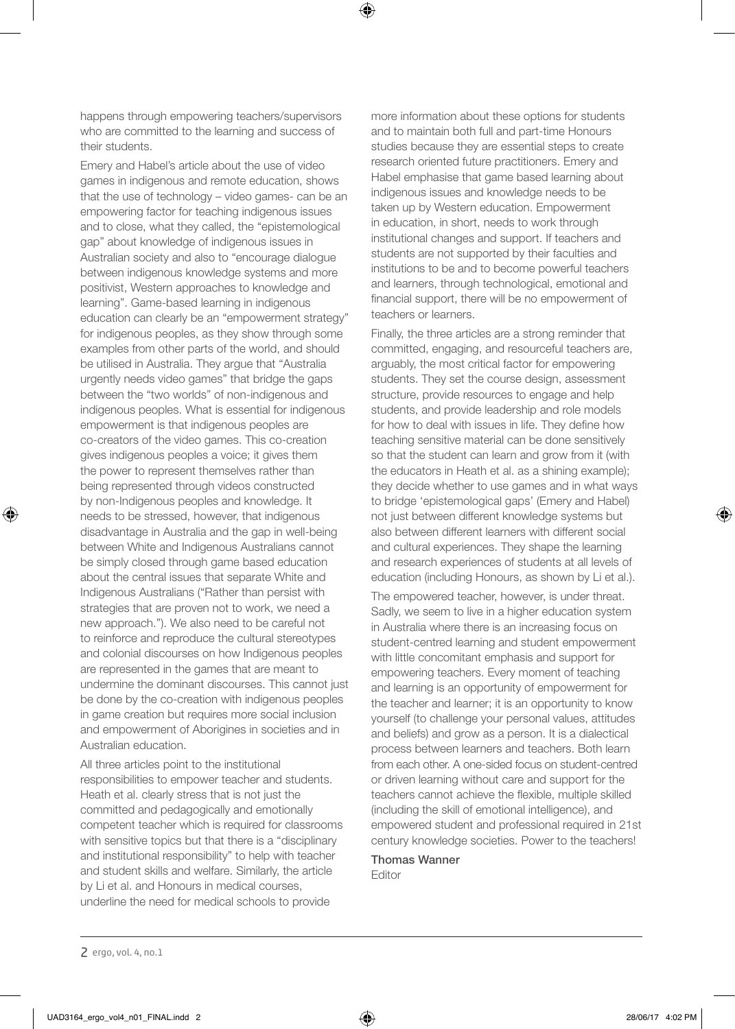happens through empowering teachers/supervisors who are committed to the learning and success of their students.

Emery and Habel's article about the use of video games in indigenous and remote education, shows that the use of technology – video games- can be an empowering factor for teaching indigenous issues and to close, what they called, the "epistemological gap" about knowledge of indigenous issues in Australian society and also to "encourage dialogue between indigenous knowledge systems and more positivist, Western approaches to knowledge and learning". Game-based learning in indigenous education can clearly be an "empowerment strategy" for indigenous peoples, as they show through some examples from other parts of the world, and should be utilised in Australia. They argue that "Australia urgently needs video games" that bridge the gaps between the "two worlds" of non-indigenous and indigenous peoples. What is essential for indigenous empowerment is that indigenous peoples are co-creators of the video games. This co-creation gives indigenous peoples a voice; it gives them the power to represent themselves rather than being represented through videos constructed by non-Indigenous peoples and knowledge. It needs to be stressed, however, that indigenous disadvantage in Australia and the gap in well-being between White and Indigenous Australians cannot be simply closed through game based education about the central issues that separate White and Indigenous Australians ("Rather than persist with strategies that are proven not to work, we need a new approach."). We also need to be careful not to reinforce and reproduce the cultural stereotypes and colonial discourses on how Indigenous peoples are represented in the games that are meant to undermine the dominant discourses. This cannot just be done by the co-creation with indigenous peoples in game creation but requires more social inclusion and empowerment of Aborigines in societies and in Australian education.

All three articles point to the institutional responsibilities to empower teacher and students. Heath et al. clearly stress that is not just the committed and pedagogically and emotionally competent teacher which is required for classrooms with sensitive topics but that there is a "disciplinary and institutional responsibility" to help with teacher and student skills and welfare. Similarly, the article by Li et al. and Honours in medical courses, underline the need for medical schools to provide more information about these options for students and to maintain both full and part-time Honours studies because they are essential steps to create research oriented future practitioners. Emery and Habel emphasise that game based learning about indigenous issues and knowledge needs to be taken up by Western education. Empowerment in education, in short, needs to work through institutional changes and support. If teachers and students are not supported by their faculties and institutions to be and to become powerful teachers and learners, through technological, emotional and financial support, there will be no empowerment of teachers or learners.

Finally, the three articles are a strong reminder that committed, engaging, and resourceful teachers are, arguably, the most critical factor for empowering students. They set the course design, assessment structure, provide resources to engage and help students, and provide leadership and role models for how to deal with issues in life. They define how teaching sensitive material can be done sensitively so that the student can learn and grow from it (with the educators in Heath et al. as a shining example); they decide whether to use games and in what ways to bridge 'epistemological gaps' (Emery and Habel) not just between different knowledge systems but also between different learners with different social and cultural experiences. They shape the learning and research experiences of students at all levels of education (including Honours, as shown by Li et al.).

The empowered teacher, however, is under threat. Sadly, we seem to live in a higher education system in Australia where there is an increasing focus on student-centred learning and student empowerment with little concomitant emphasis and support for empowering teachers. Every moment of teaching and learning is an opportunity of empowerment for the teacher and learner; it is an opportunity to know yourself (to challenge your personal values, attitudes and beliefs) and grow as a person. It is a dialectical process between learners and teachers. Both learn from each other. A one-sided focus on student-centred or driven learning without care and support for the teachers cannot achieve the flexible, multiple skilled (including the skill of emotional intelligence), and empowered student and professional required in 21st century knowledge societies. Power to the teachers!

Thomas Wanner
Editor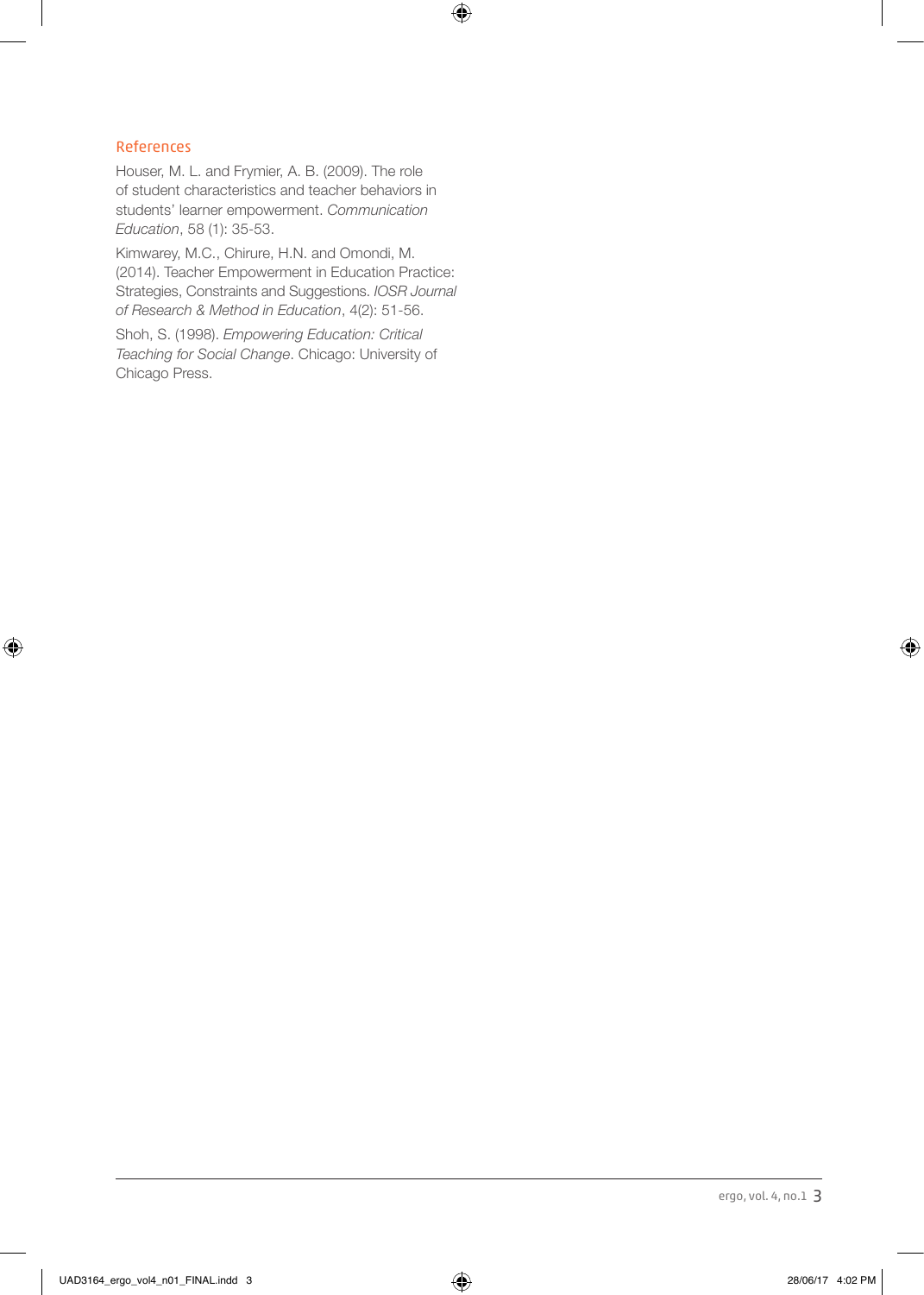## References

Houser, M. L. and Frymier, A. B. (2009). The role of student characteristics and teacher behaviors in students' learner empowerment. *Communication Education*, 58 (1): 35-53.

Kimwarey, M.C., Chirure, H.N. and Omondi, M. (2014). Teacher Empowerment in Education Practice: Strategies, Constraints and Suggestions. *IOSR Journal of Research & Method in Education*, 4(2): 51-56.

Shoh, S. (1998). *Empowering Education: Critical Teaching for Social Change*. Chicago: University of Chicago Press.